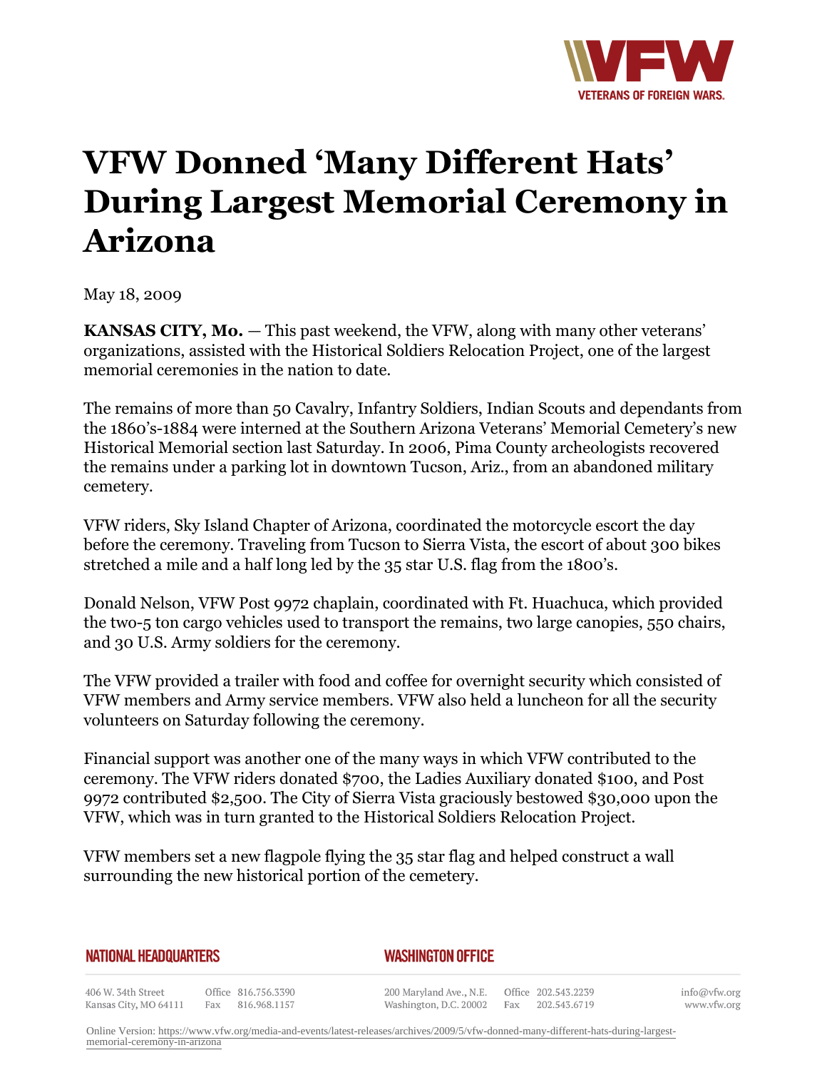# VFW Donned 'Many Different Hats' During Largest Memorial Ceremony in Arizona

May 18, 2009

**KANSAS CITY, Mo.** — This past weekend, the VFW, along with many other veterans' organizations, assisted with the Historical Soldiers Relocation Project, one of the largest memorial ceremonies in the nation to date.

The remains of more than 50 Cavalry, Infantry Soldiers, Indian Scouts and dependants from the 1860's-1884 were interned at the Southern Arizona Veterans' Memorial Cemetery's new Historical Memorial section last Saturday. In 2006, Pima County archeologists recovered the remains under a parking lot in downtown Tucson, Ariz., from an abandoned military cemetery.

VFW riders, Sky Island Chapter of Arizona, coordinated the motorcycle escort the day before the ceremony. Traveling from Tucson to Sierra Vista, the escort of about 300 bikes stretched a mile and a half long led by the 35 star U.S. flag from the 1800's.

Donald Nelson, VFW Post 9972 chaplain, coordinated with Ft. Huachuca, which provided the two-5 ton cargo vehicles used to transport the remains, two large canopies, 550 chairs, and 30 U.S. Army soldiers for the ceremony.

The VFW provided a trailer with food and coffee for overnight security which consisted of VFW members and Army service members. VFW also held a luncheon for all the security volunteers on Saturday following the ceremony.

Financial support was another one of the many ways in which VFW contributed to the ceremony. The VFW riders donated $700, the Ladies Auxiliary donated $100, and Post 9972 contributed $2,500. The City of Sierra Vista graciously bestowed $30,000 upon the VFW, which was in turn granted to the Historical Soldiers Relocation Project.

VFW members set a new flagpole flying the 35 star flag and helped construct a wall surrounding the new historical portion of the cemetery.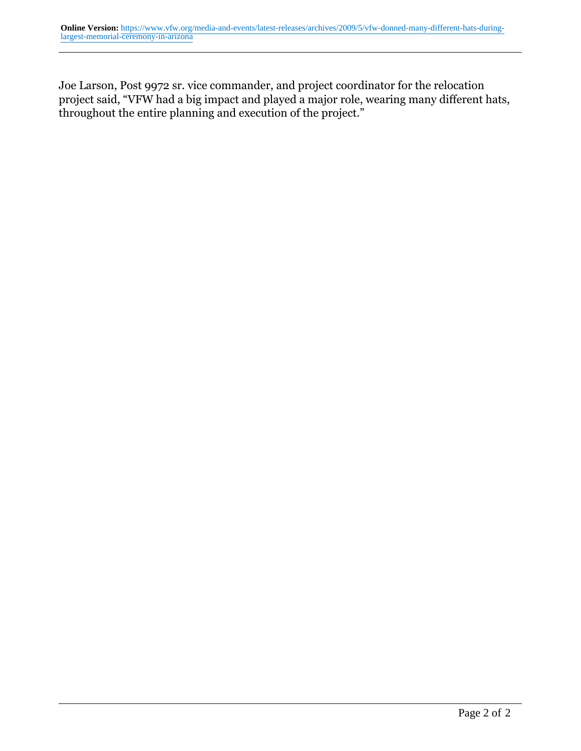Joe Larson, Post 9972 sr. vice commander, and project coordinator for the relocation project said, “VFW had a big impact and played a major role, wearing many different hats, throughout the entire planning and execution of the project.”